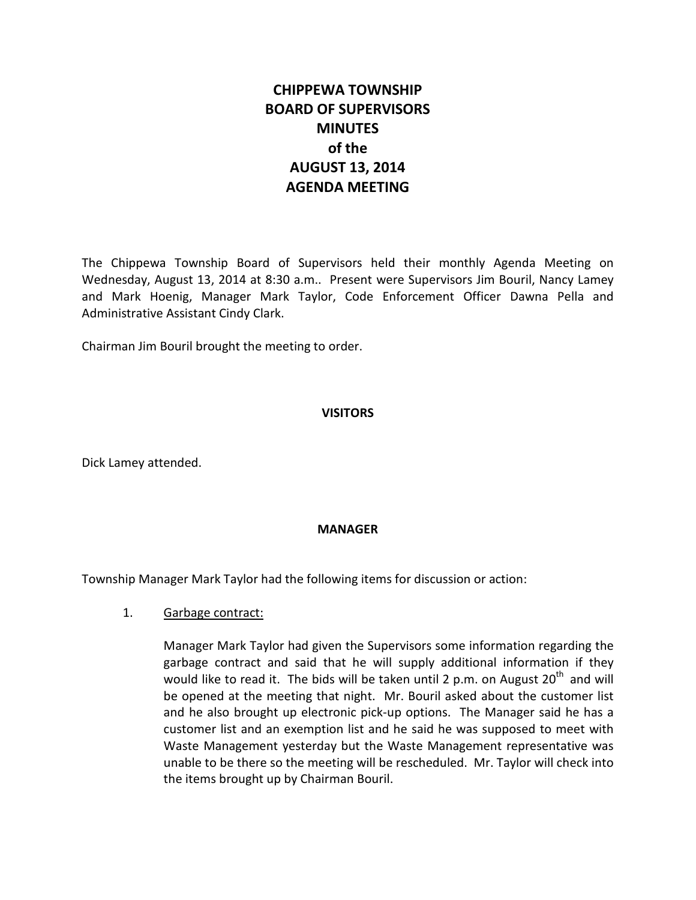# CHIPPEWA TOWNSHIP
# BOARD OF SUPERVISORS
# MINUTES
# of the
# AUGUST 13, 2014
# AGENDA MEETING

The Chippewa Township Board of Supervisors held their monthly Agenda Meeting on Wednesday, August 13, 2014 at 8:30 a.m.. Present were Supervisors Jim Bouril, Nancy Lamey and Mark Hoenig, Manager Mark Taylor, Code Enforcement Officer Dawna Pella and Administrative Assistant Cindy Clark.

Chairman Jim Bouril brought the meeting to order.

## VISITORS

Dick Lamey attended.

## MANAGER

Township Manager Mark Taylor had the following items for discussion or action:

1. Garbage contract:

   Manager Mark Taylor had given the Supervisors some information regarding the garbage contract and said that he will supply additional information if they would like to read it. The bids will be taken until 2 p.m. on August 20th and will be opened at the meeting that night. Mr. Bouril asked about the customer list and he also brought up electronic pick-up options. The Manager said he has a customer list and an exemption list and he said he was supposed to meet with Waste Management yesterday but the Waste Management representative was unable to be there so the meeting will be rescheduled. Mr. Taylor will check into the items brought up by Chairman Bouril.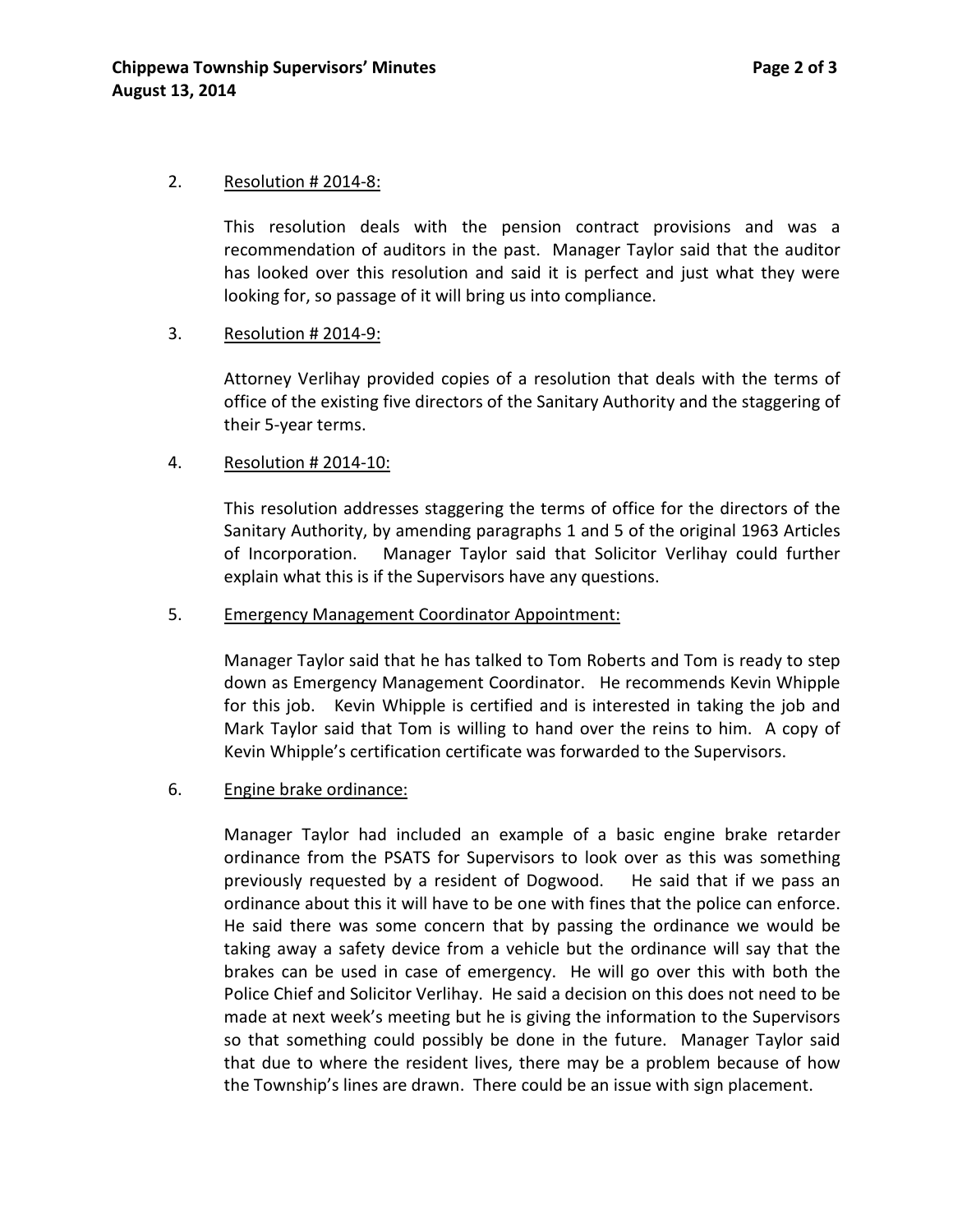2. <u>Resolution # 2014-8:</u>

   This resolution deals with the pension contract provisions and was a recommendation of auditors in the past. Manager Taylor said that the auditor has looked over this resolution and said it is perfect and just what they were looking for, so passage of it will bring us into compliance.

3. <u>Resolution # 2014-9:</u>

   Attorney Verlihay provided copies of a resolution that deals with the terms of office of the existing five directors of the Sanitary Authority and the staggering of their 5-year terms.

4. <u>Resolution # 2014-10:</u>

   This resolution addresses staggering the terms of office for the directors of the Sanitary Authority, by amending paragraphs 1 and 5 of the original 1963 Articles of Incorporation. Manager Taylor said that Solicitor Verlihay could further explain what this is if the Supervisors have any questions.

5. <u>Emergency Management Coordinator Appointment:</u>

   Manager Taylor said that he has talked to Tom Roberts and Tom is ready to step down as Emergency Management Coordinator. He recommends Kevin Whipple for this job. Kevin Whipple is certified and is interested in taking the job and Mark Taylor said that Tom is willing to hand over the reins to him. A copy of Kevin Whipple's certification certificate was forwarded to the Supervisors.

6. <u>Engine brake ordinance:</u>

   Manager Taylor had included an example of a basic engine brake retarder ordinance from the PSATS for Supervisors to look over as this was something previously requested by a resident of Dogwood. He said that if we pass an ordinance about this it will have to be one with fines that the police can enforce. He said there was some concern that by passing the ordinance we would be taking away a safety device from a vehicle but the ordinance will say that the brakes can be used in case of emergency. He will go over this with both the Police Chief and Solicitor Verlihay. He said a decision on this does not need to be made at next week's meeting but he is giving the information to the Supervisors so that something could possibly be done in the future. Manager Taylor said that due to where the resident lives, there may be a problem because of how the Township's lines are drawn. There could be an issue with sign placement.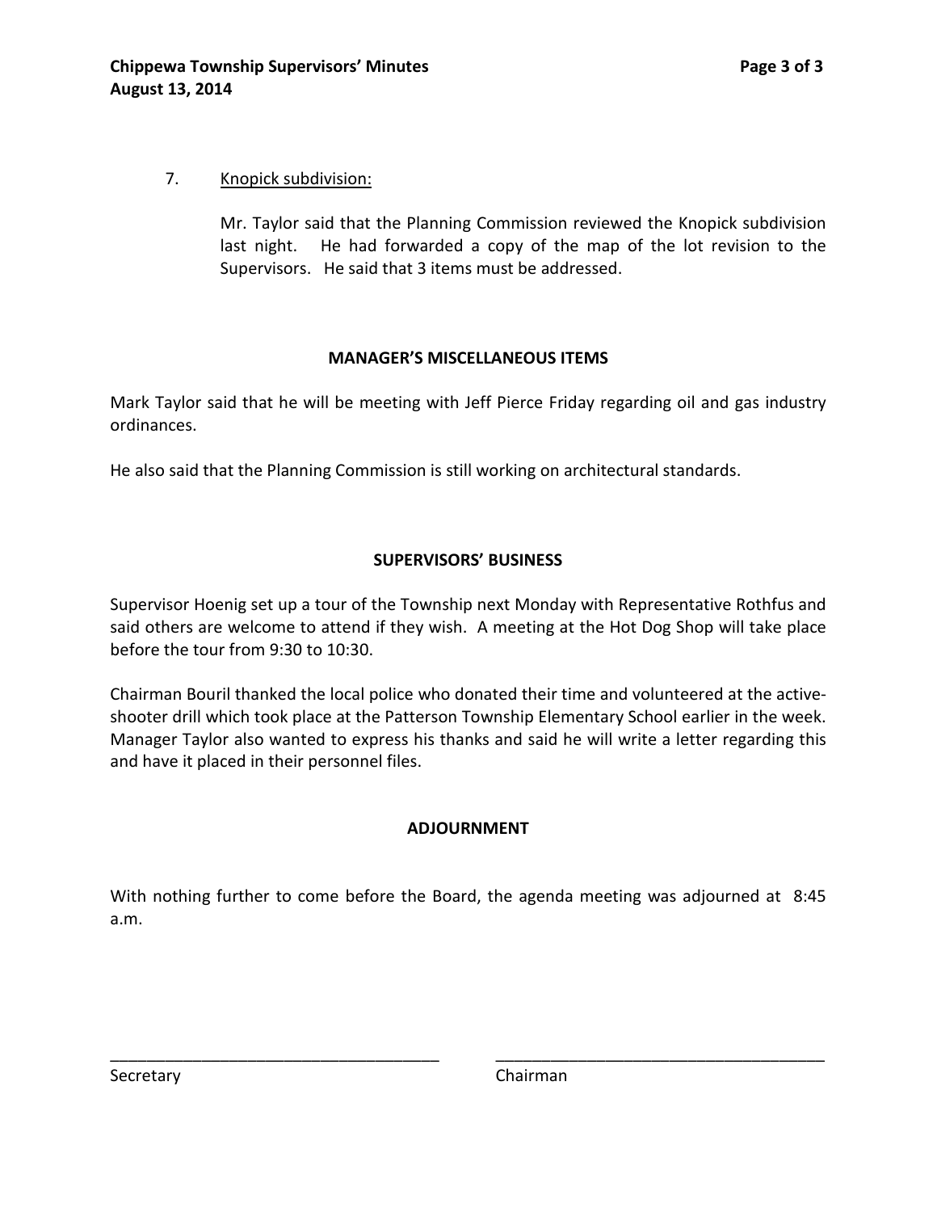7. Knopick subdivision:

   Mr. Taylor said that the Planning Commission reviewed the Knopick subdivision last night. He had forwarded a copy of the map of the lot revision to the Supervisors. He said that 3 items must be addressed.

## MANAGER'S MISCELLANEOUS ITEMS

Mark Taylor said that he will be meeting with Jeff Pierce Friday regarding oil and gas industry ordinances.

He also said that the Planning Commission is still working on architectural standards.

## SUPERVISORS' BUSINESS

Supervisor Hoenig set up a tour of the Township next Monday with Representative Rothfus and said others are welcome to attend if they wish. A meeting at the Hot Dog Shop will take place before the tour from 9:30 to 10:30.

Chairman Bouril thanked the local police who donated their time and volunteered at the active-shooter drill which took place at the Patterson Township Elementary School earlier in the week. Manager Taylor also wanted to express his thanks and said he will write a letter regarding this and have it placed in their personnel files.

## ADJOURNMENT

With nothing further to come before the Board, the agenda meeting was adjourned at 8:45 a.m.

\_\_\_\_\_\_\_\_\_\_\_\_\_\_\_\_\_\_\_\_\_\_\_\_\_\_\_\_\_\_ \_\_\_\_\_\_\_\_\_\_\_\_\_\_\_\_\_\_\_\_\_\_\_\_\_\_\_\_\_\_

Secretary Chairman